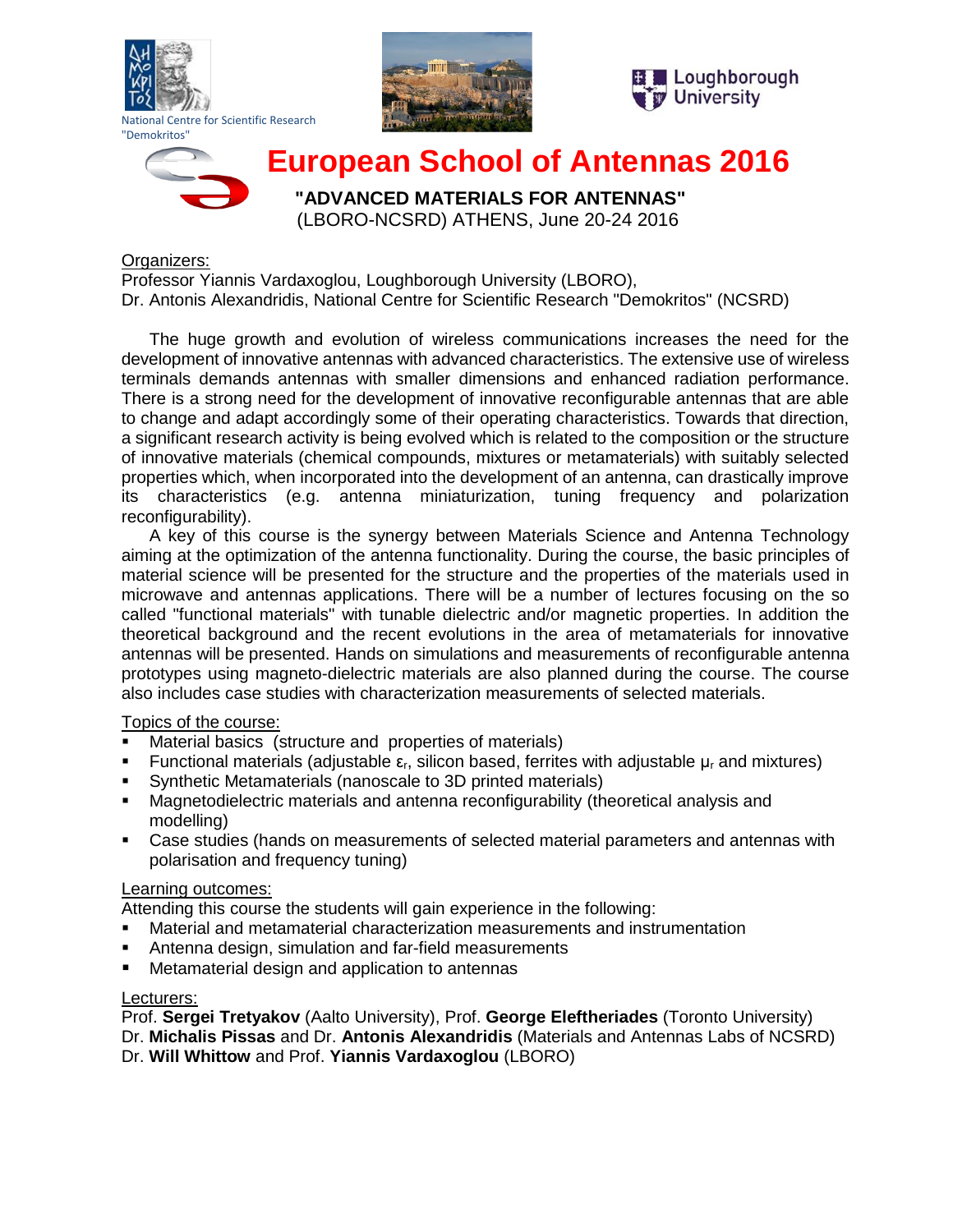National Centre for Scientific Research "Demokritos"

Loughborough University

# European School of Antennas 2016

**"ADVANCED MATERIALS FOR ANTENNAS"**
(LBORO-NCSRD) ATHENS, June 20-24 2016

Organizers:
Professor Yiannis Vardaxoglou, Loughborough University (LBORO),
Dr. Antonis Alexandridis, National Centre for Scientific Research "Demokritos" (NCSRD)

The huge growth and evolution of wireless communications increases the need for the development of innovative antennas with advanced characteristics. The extensive use of wireless terminals demands antennas with smaller dimensions and enhanced radiation performance. There is a strong need for the development of innovative reconfigurable antennas that are able to change and adapt accordingly some of their operating characteristics. Towards that direction, a significant research activity is being evolved which is related to the composition or the structure of innovative materials (chemical compounds, mixtures or metamaterials) with suitably selected properties which, when incorporated into the development of an antenna, can drastically improve its characteristics (e.g. antenna miniaturization, tuning frequency and polarization reconfigurability).

A key of this course is the synergy between Materials Science and Antenna Technology aiming at the optimization of the antenna functionality. During the course, the basic principles of material science will be presented for the structure and the properties of the materials used in microwave and antennas applications. There will be a number of lectures focusing on the so called "functional materials" with tunable dielectric and/or magnetic properties. In addition the theoretical background and the recent evolutions in the area of metamaterials for innovative antennas will be presented. Hands on simulations and measurements of reconfigurable antenna prototypes using magneto-dielectric materials are also planned during the course. The course also includes case studies with characterization measurements of selected materials.

Topics of the course:

- Material basics (structure and properties of materials)
- Functional materials (adjustable $\varepsilon_r$, silicon based, ferrites with adjustable $\mu_r$ and mixtures)
- Synthetic Metamaterials (nanoscale to 3D printed materials)
- Magnetodielectric materials and antenna reconfigurability (theoretical analysis and modelling)
- Case studies (hands on measurements of selected material parameters and antennas with polarisation and frequency tuning)

Learning outcomes:
Attending this course the students will gain experience in the following:

- Material and metamaterial characterization measurements and instrumentation
- Antenna design, simulation and far-field measurements
- Metamaterial design and application to antennas

Lecturers:
Prof. **Sergei Tretyakov** (Aalto University), Prof. **George Eleftheriades** (Toronto University)
Dr. **Michalis Pissas** and Dr. **Antonis Alexandridis** (Materials and Antennas Labs of NCSRD)
Dr. **Will Whittow** and Prof. **Yiannis Vardaxoglou** (LBORO)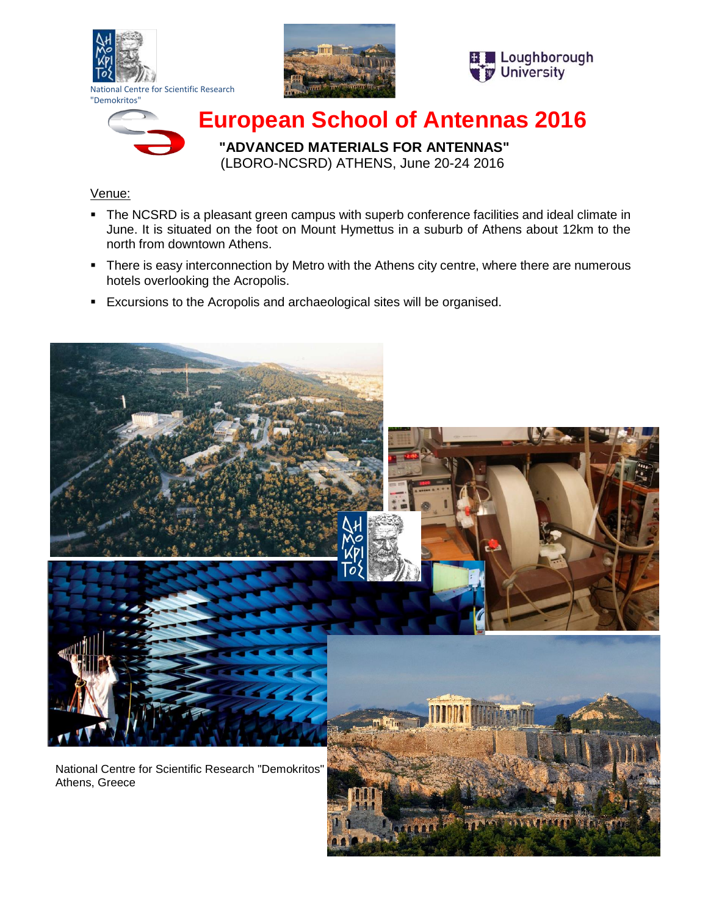National Centre for Scientific Research "Demokritos"

# European School of Antennas 2016

**"ADVANCED MATERIALS FOR ANTENNAS"**

(LBORO-NCSRD) ATHENS, June 20-24 2016

Venue:

- The NCSRD is a pleasant green campus with superb conference facilities and ideal climate in June. It is situated on the foot on Mount Hymettus in a suburb of Athens about 12km to the north from downtown Athens.
- There is easy interconnection by Metro with the Athens city centre, where there are numerous hotels overlooking the Acropolis.
- Excursions to the Acropolis and archaeological sites will be organised.

National Centre for Scientific Research "Demokritos"
Athens, Greece